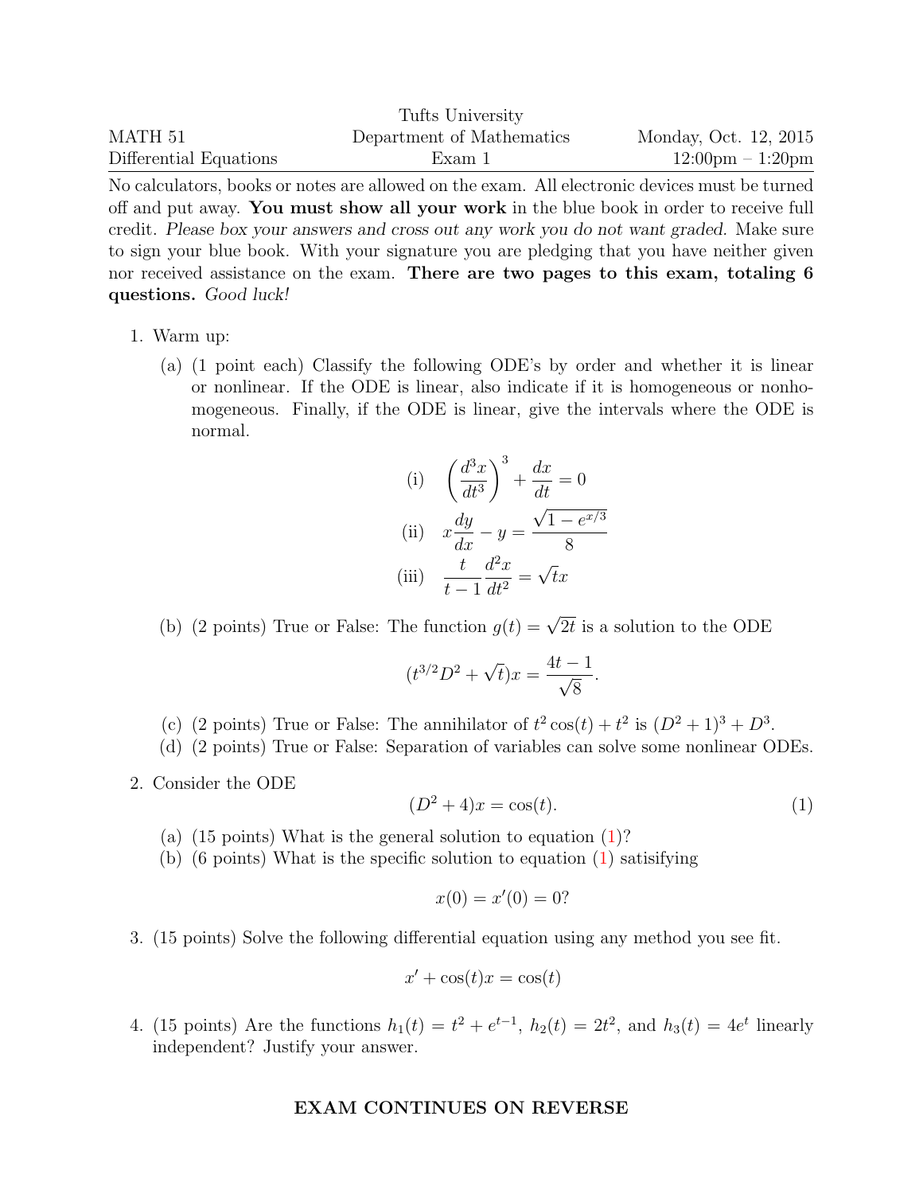Tufts University

MATH 51 — Department of Mathematics — Monday, Oct. 12, 2015

Differential Equations — Exam 1 — 12:00pm – 1:20pm

No calculators, books or notes are allowed on the exam. All electronic devices must be turned off and put away. **You must show all your work** in the blue book in order to receive full credit. *Please box your answers and cross out any work you do not want graded.* Make sure to sign your blue book. With your signature you are pledging that you have neither given nor received assistance on the exam. **There are two pages to this exam, totaling 6 questions.** *Good luck!*

1. Warm up:

   (a) (1 point each) Classify the following ODE's by order and whether it is linear or nonlinear. If the ODE is linear, also indicate if it is homogeneous or nonhomogeneous. Finally, if the ODE is linear, give the intervals where the ODE is normal.

   $$\text{(i)} \quad \left(\frac{d^3x}{dt^3}\right)^3 + \frac{dx}{dt} = 0$$

   $$\text{(ii)} \quad x\frac{dy}{dx} - y = \frac{\sqrt{1 - e^{x/3}}}{8}$$

   $$\text{(iii)} \quad \frac{t}{t-1}\frac{d^2x}{dt^2} = \sqrt{t}x$$

   (b) (2 points) True or False: The function $g(t) = \sqrt{2t}$ is a solution to the ODE

   $$(t^{3/2}D^2 + \sqrt{t})x = \frac{4t-1}{\sqrt{8}}.$$

   (c) (2 points) True or False: The annihilator of $t^2\cos(t) + t^2$ is $(D^2+1)^3 + D^3$.

   (d) (2 points) True or False: Separation of variables can solve some nonlinear ODEs.

2. Consider the ODE

   $$(D^2 + 4)x = \cos(t). \tag{1}$$

   (a) (15 points) What is the general solution to equation (1)?

   (b) (6 points) What is the specific solution to equation (1) satisifying

   $$x(0) = x'(0) = 0?$$

3. (15 points) Solve the following differential equation using any method you see fit.

   $$x' + \cos(t)x = \cos(t)$$

4. (15 points) Are the functions $h_1(t) = t^2 + e^{t-1}$, $h_2(t) = 2t^2$, and $h_3(t) = 4e^t$ linearly independent? Justify your answer.

**EXAM CONTINUES ON REVERSE**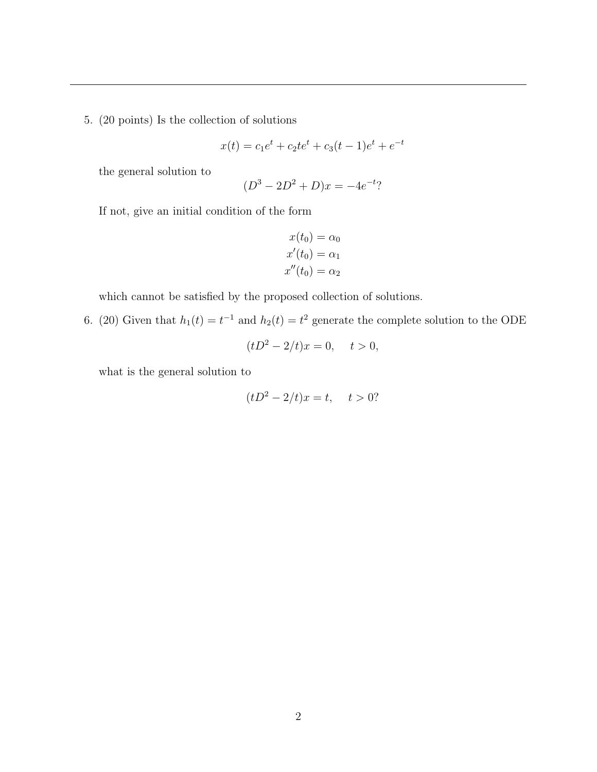5. (20 points) Is the collection of solutions

$$x(t) = c_1 e^t + c_2 t e^t + c_3 (t-1) e^t + e^{-t}$$

the general solution to

$$(D^3 - 2D^2 + D)x = -4e^{-t}?$$

If not, give an initial condition of the form

$$\begin{aligned} x(t_0) &= \alpha_0 \\ x'(t_0) &= \alpha_1 \\ x''(t_0) &= \alpha_2 \end{aligned}$$

which cannot be satisfied by the proposed collection of solutions.

6. (20) Given that $h_1(t) = t^{-1}$ and $h_2(t) = t^2$ generate the complete solution to the ODE

$$(tD^2 - 2/t)x = 0, \quad t > 0,$$

what is the general solution to

$$(tD^2 - 2/t)x = t, \quad t > 0?$$